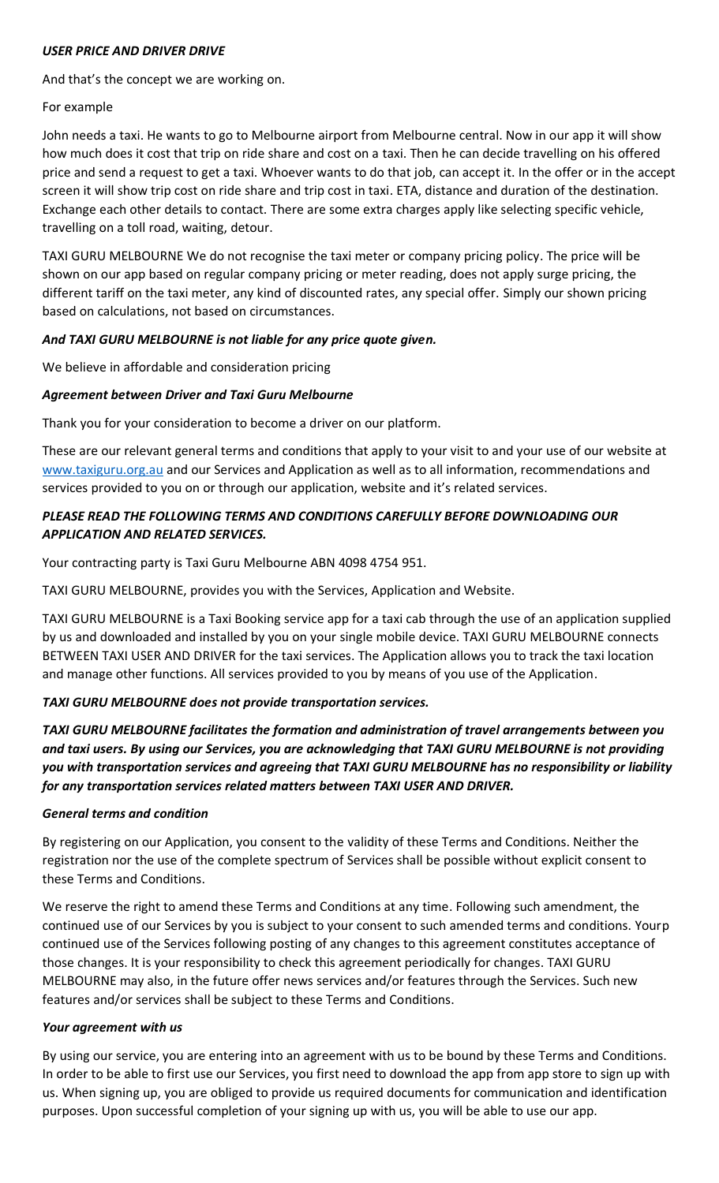***USER PRICE AND DRIVER DRIVE***

And that's the concept we are working on.

For example

John needs a taxi. He wants to go to Melbourne airport from Melbourne central. Now in our app it will show how much does it cost that trip on ride share and cost on a taxi. Then he can decide travelling on his offered price and send a request to get a taxi. Whoever wants to do that job, can accept it. In the offer or in the accept screen it will show trip cost on ride share and trip cost in taxi. ETA, distance and duration of the destination. Exchange each other details to contact. There are some extra charges apply like selecting specific vehicle, travelling on a toll road, waiting, detour.

TAXI GURU MELBOURNE We do not recognise the taxi meter or company pricing policy. The price will be shown on our app based on regular company pricing or meter reading, does not apply surge pricing, the different tariff on the taxi meter, any kind of discounted rates, any special offer. Simply our shown pricing based on calculations, not based on circumstances.

***And TAXI GURU MELBOURNE is not liable for any price quote given.***

We believe in affordable and consideration pricing

***Agreement between Driver and Taxi Guru Melbourne***

Thank you for your consideration to become a driver on our platform.

These are our relevant general terms and conditions that apply to your visit to and your use of our website at [www.taxiguru.org.au](www.taxiguru.org.au) and our Services and Application as well as to all information, recommendations and services provided to you on or through our application, website and it's related services.

***PLEASE READ THE FOLLOWING TERMS AND CONDITIONS CAREFULLY BEFORE DOWNLOADING OUR APPLICATION AND RELATED SERVICES.***

Your contracting party is Taxi Guru Melbourne ABN 4098 4754 951.

TAXI GURU MELBOURNE, provides you with the Services, Application and Website.

TAXI GURU MELBOURNE is a Taxi Booking service app for a taxi cab through the use of an application supplied by us and downloaded and installed by you on your single mobile device. TAXI GURU MELBOURNE connects BETWEEN TAXI USER AND DRIVER for the taxi services. The Application allows you to track the taxi location and manage other functions. All services provided to you by means of you use of the Application.

***TAXI GURU MELBOURNE does not provide transportation services.***

***TAXI GURU MELBOURNE facilitates the formation and administration of travel arrangements between you and taxi users. By using our Services, you are acknowledging that TAXI GURU MELBOURNE is not providing you with transportation services and agreeing that TAXI GURU MELBOURNE has no responsibility or liability for any transportation services related matters between TAXI USER AND DRIVER.***

***General terms and condition***

By registering on our Application, you consent to the validity of these Terms and Conditions. Neither the registration nor the use of the complete spectrum of Services shall be possible without explicit consent to these Terms and Conditions.

We reserve the right to amend these Terms and Conditions at any time. Following such amendment, the continued use of our Services by you is subject to your consent to such amended terms and conditions. Yourp continued use of the Services following posting of any changes to this agreement constitutes acceptance of those changes. It is your responsibility to check this agreement periodically for changes. TAXI GURU MELBOURNE may also, in the future offer news services and/or features through the Services. Such new features and/or services shall be subject to these Terms and Conditions.

***Your agreement with us***

By using our service, you are entering into an agreement with us to be bound by these Terms and Conditions. In order to be able to first use our Services, you first need to download the app from app store to sign up with us. When signing up, you are obliged to provide us required documents for communication and identification purposes. Upon successful completion of your signing up with us, you will be able to use our app.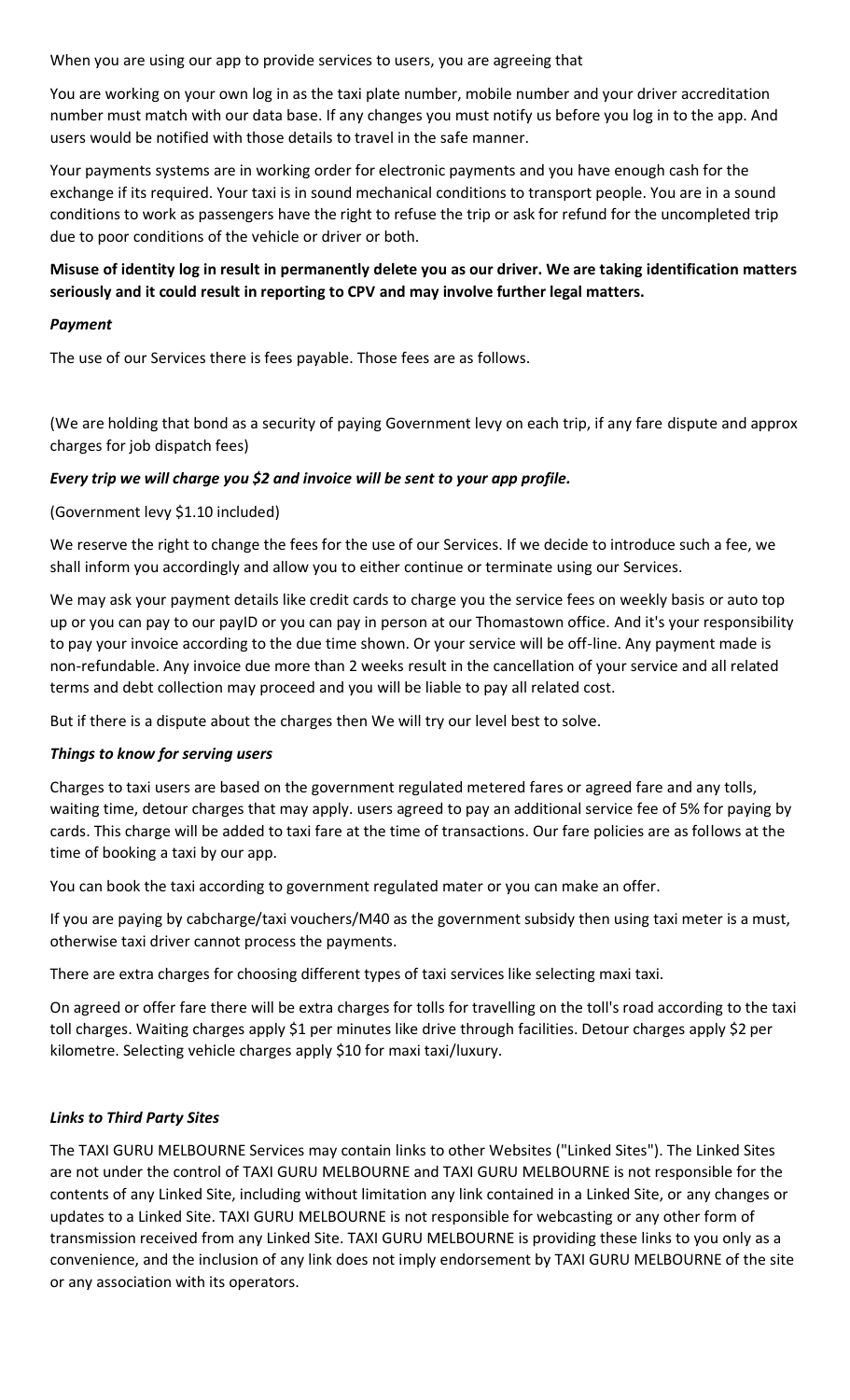When you are using our app to provide services to users, you are agreeing that

You are working on your own log in as the taxi plate number, mobile number and your driver accreditation number must match with our data base. If any changes you must notify us before you log in to the app. And users would be notified with those details to travel in the safe manner.

Your payments systems are in working order for electronic payments and you have enough cash for the exchange if its required. Your taxi is in sound mechanical conditions to transport people. You are in a sound conditions to work as passengers have the right to refuse the trip or ask for refund for the uncompleted trip due to poor conditions of the vehicle or driver or both.

**Misuse of identity log in result in permanently delete you as our driver. We are taking identification matters seriously and it could result in reporting to CPV and may involve further legal matters.**

***Payment***

The use of our Services there is fees payable. Those fees are as follows.

(We are holding that bond as a security of paying Government levy on each trip, if any fare dispute and approx charges for job dispatch fees)

***Every trip we will charge you $2 and invoice will be sent to your app profile.***

(Government levy $1.10 included)

We reserve the right to change the fees for the use of our Services. If we decide to introduce such a fee, we shall inform you accordingly and allow you to either continue or terminate using our Services.

We may ask your payment details like credit cards to charge you the service fees on weekly basis or auto top up or you can pay to our payID or you can pay in person at our Thomastown office. And it's your responsibility to pay your invoice according to the due time shown. Or your service will be off-line. Any payment made is non-refundable. Any invoice due more than 2 weeks result in the cancellation of your service and all related terms and debt collection may proceed and you will be liable to pay all related cost.

But if there is a dispute about the charges then We will try our level best to solve.

***Things to know for serving users***

Charges to taxi users are based on the government regulated metered fares or agreed fare and any tolls, waiting time, detour charges that may apply. users agreed to pay an additional service fee of 5% for paying by cards. This charge will be added to taxi fare at the time of transactions. Our fare policies are as follows at the time of booking a taxi by our app.

You can book the taxi according to government regulated mater or you can make an offer.

If you are paying by cabcharge/taxi vouchers/M40 as the government subsidy then using taxi meter is a must, otherwise taxi driver cannot process the payments.

There are extra charges for choosing different types of taxi services like selecting maxi taxi.

On agreed or offer fare there will be extra charges for tolls for travelling on the toll's road according to the taxi toll charges. Waiting charges apply $1 per minutes like drive through facilities. Detour charges apply $2 per kilometre. Selecting vehicle charges apply $10 for maxi taxi/luxury.

***Links to Third Party Sites***

The TAXI GURU MELBOURNE Services may contain links to other Websites ("Linked Sites"). The Linked Sites are not under the control of TAXI GURU MELBOURNE and TAXI GURU MELBOURNE is not responsible for the contents of any Linked Site, including without limitation any link contained in a Linked Site, or any changes or updates to a Linked Site. TAXI GURU MELBOURNE is not responsible for webcasting or any other form of transmission received from any Linked Site. TAXI GURU MELBOURNE is providing these links to you only as a convenience, and the inclusion of any link does not imply endorsement by TAXI GURU MELBOURNE of the site or any association with its operators.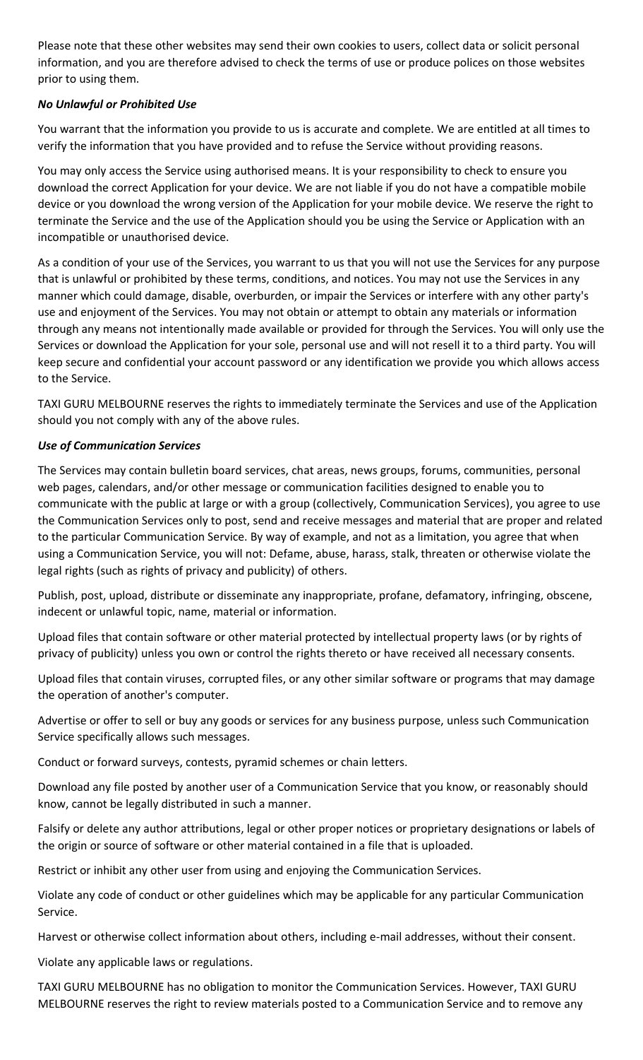Please note that these other websites may send their own cookies to users, collect data or solicit personal information, and you are therefore advised to check the terms of use or produce polices on those websites prior to using them.

***No Unlawful or Prohibited Use***

You warrant that the information you provide to us is accurate and complete. We are entitled at all times to verify the information that you have provided and to refuse the Service without providing reasons.

You may only access the Service using authorised means. It is your responsibility to check to ensure you download the correct Application for your device. We are not liable if you do not have a compatible mobile device or you download the wrong version of the Application for your mobile device. We reserve the right to terminate the Service and the use of the Application should you be using the Service or Application with an incompatible or unauthorised device.

As a condition of your use of the Services, you warrant to us that you will not use the Services for any purpose that is unlawful or prohibited by these terms, conditions, and notices. You may not use the Services in any manner which could damage, disable, overburden, or impair the Services or interfere with any other party's use and enjoyment of the Services. You may not obtain or attempt to obtain any materials or information through any means not intentionally made available or provided for through the Services. You will only use the Services or download the Application for your sole, personal use and will not resell it to a third party. You will keep secure and confidential your account password or any identification we provide you which allows access to the Service.

TAXI GURU MELBOURNE reserves the rights to immediately terminate the Services and use of the Application should you not comply with any of the above rules.

***Use of Communication Services***

The Services may contain bulletin board services, chat areas, news groups, forums, communities, personal web pages, calendars, and/or other message or communication facilities designed to enable you to communicate with the public at large or with a group (collectively, Communication Services), you agree to use the Communication Services only to post, send and receive messages and material that are proper and related to the particular Communication Service. By way of example, and not as a limitation, you agree that when using a Communication Service, you will not: Defame, abuse, harass, stalk, threaten or otherwise violate the legal rights (such as rights of privacy and publicity) of others.

Publish, post, upload, distribute or disseminate any inappropriate, profane, defamatory, infringing, obscene, indecent or unlawful topic, name, material or information.

Upload files that contain software or other material protected by intellectual property laws (or by rights of privacy of publicity) unless you own or control the rights thereto or have received all necessary consents.

Upload files that contain viruses, corrupted files, or any other similar software or programs that may damage the operation of another's computer.

Advertise or offer to sell or buy any goods or services for any business purpose, unless such Communication Service specifically allows such messages.

Conduct or forward surveys, contests, pyramid schemes or chain letters.

Download any file posted by another user of a Communication Service that you know, or reasonably should know, cannot be legally distributed in such a manner.

Falsify or delete any author attributions, legal or other proper notices or proprietary designations or labels of the origin or source of software or other material contained in a file that is uploaded.

Restrict or inhibit any other user from using and enjoying the Communication Services.

Violate any code of conduct or other guidelines which may be applicable for any particular Communication Service.

Harvest or otherwise collect information about others, including e-mail addresses, without their consent.

Violate any applicable laws or regulations.

TAXI GURU MELBOURNE has no obligation to monitor the Communication Services. However, TAXI GURU MELBOURNE reserves the right to review materials posted to a Communication Service and to remove any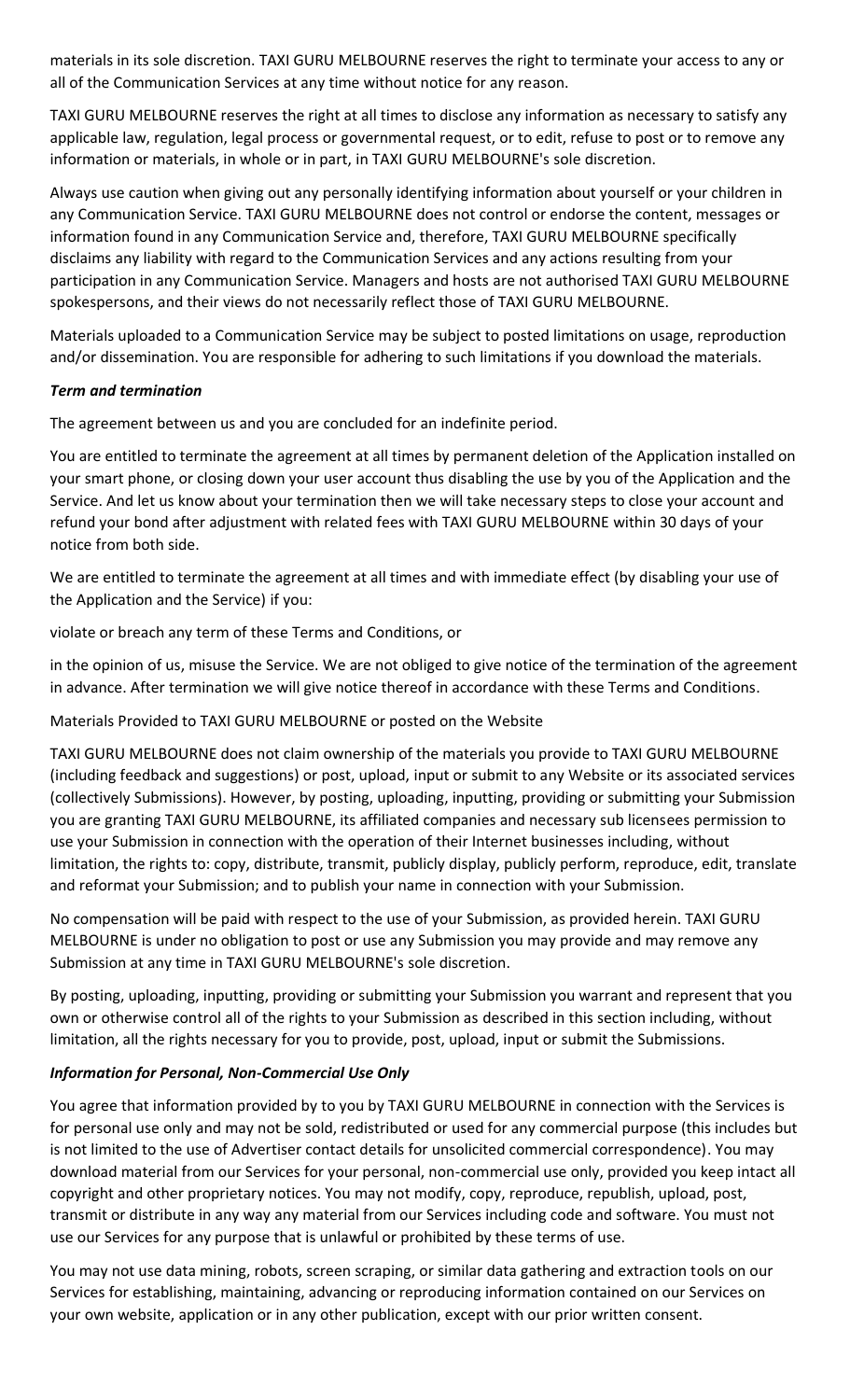materials in its sole discretion. TAXI GURU MELBOURNE reserves the right to terminate your access to any or all of the Communication Services at any time without notice for any reason.

TAXI GURU MELBOURNE reserves the right at all times to disclose any information as necessary to satisfy any applicable law, regulation, legal process or governmental request, or to edit, refuse to post or to remove any information or materials, in whole or in part, in TAXI GURU MELBOURNE's sole discretion.

Always use caution when giving out any personally identifying information about yourself or your children in any Communication Service. TAXI GURU MELBOURNE does not control or endorse the content, messages or information found in any Communication Service and, therefore, TAXI GURU MELBOURNE specifically disclaims any liability with regard to the Communication Services and any actions resulting from your participation in any Communication Service. Managers and hosts are not authorised TAXI GURU MELBOURNE spokespersons, and their views do not necessarily reflect those of TAXI GURU MELBOURNE.

Materials uploaded to a Communication Service may be subject to posted limitations on usage, reproduction and/or dissemination. You are responsible for adhering to such limitations if you download the materials.

***Term and termination***

The agreement between us and you are concluded for an indefinite period.

You are entitled to terminate the agreement at all times by permanent deletion of the Application installed on your smart phone, or closing down your user account thus disabling the use by you of the Application and the Service. And let us know about your termination then we will take necessary steps to close your account and refund your bond after adjustment with related fees with TAXI GURU MELBOURNE within 30 days of your notice from both side.

We are entitled to terminate the agreement at all times and with immediate effect (by disabling your use of the Application and the Service) if you:

violate or breach any term of these Terms and Conditions, or

in the opinion of us, misuse the Service. We are not obliged to give notice of the termination of the agreement in advance. After termination we will give notice thereof in accordance with these Terms and Conditions.

Materials Provided to TAXI GURU MELBOURNE or posted on the Website

TAXI GURU MELBOURNE does not claim ownership of the materials you provide to TAXI GURU MELBOURNE (including feedback and suggestions) or post, upload, input or submit to any Website or its associated services (collectively Submissions). However, by posting, uploading, inputting, providing or submitting your Submission you are granting TAXI GURU MELBOURNE, its affiliated companies and necessary sub licensees permission to use your Submission in connection with the operation of their Internet businesses including, without limitation, the rights to: copy, distribute, transmit, publicly display, publicly perform, reproduce, edit, translate and reformat your Submission; and to publish your name in connection with your Submission.

No compensation will be paid with respect to the use of your Submission, as provided herein. TAXI GURU MELBOURNE is under no obligation to post or use any Submission you may provide and may remove any Submission at any time in TAXI GURU MELBOURNE's sole discretion.

By posting, uploading, inputting, providing or submitting your Submission you warrant and represent that you own or otherwise control all of the rights to your Submission as described in this section including, without limitation, all the rights necessary for you to provide, post, upload, input or submit the Submissions.

***Information for Personal, Non-Commercial Use Only***

You agree that information provided by to you by TAXI GURU MELBOURNE in connection with the Services is for personal use only and may not be sold, redistributed or used for any commercial purpose (this includes but is not limited to the use of Advertiser contact details for unsolicited commercial correspondence). You may download material from our Services for your personal, non-commercial use only, provided you keep intact all copyright and other proprietary notices. You may not modify, copy, reproduce, republish, upload, post, transmit or distribute in any way any material from our Services including code and software. You must not use our Services for any purpose that is unlawful or prohibited by these terms of use.

You may not use data mining, robots, screen scraping, or similar data gathering and extraction tools on our Services for establishing, maintaining, advancing or reproducing information contained on our Services on your own website, application or in any other publication, except with our prior written consent.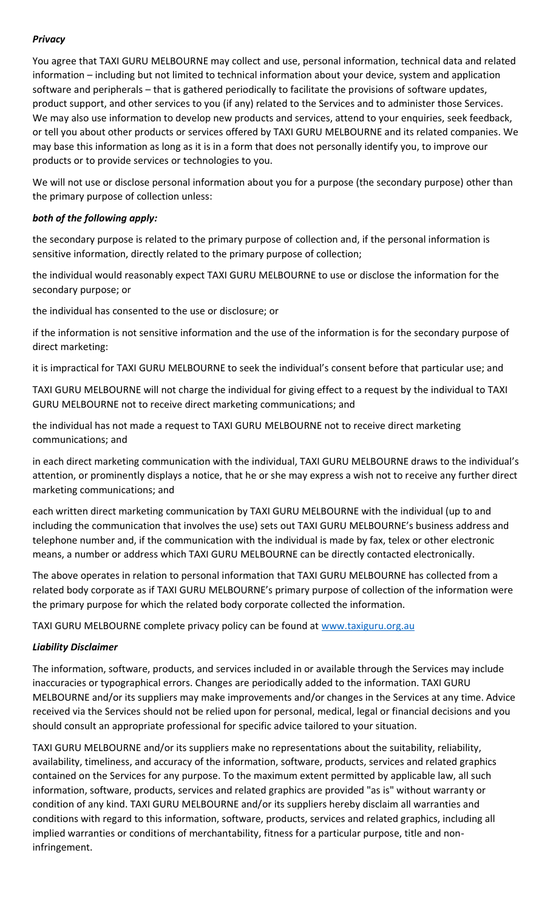***Privacy***

You agree that TAXI GURU MELBOURNE may collect and use, personal information, technical data and related information – including but not limited to technical information about your device, system and application software and peripherals – that is gathered periodically to facilitate the provisions of software updates, product support, and other services to you (if any) related to the Services and to administer those Services. We may also use information to develop new products and services, attend to your enquiries, seek feedback, or tell you about other products or services offered by TAXI GURU MELBOURNE and its related companies. We may base this information as long as it is in a form that does not personally identify you, to improve our products or to provide services or technologies to you.

We will not use or disclose personal information about you for a purpose (the secondary purpose) other than the primary purpose of collection unless:

***both of the following apply:***

the secondary purpose is related to the primary purpose of collection and, if the personal information is sensitive information, directly related to the primary purpose of collection;

the individual would reasonably expect TAXI GURU MELBOURNE to use or disclose the information for the secondary purpose; or

the individual has consented to the use or disclosure; or

if the information is not sensitive information and the use of the information is for the secondary purpose of direct marketing:

it is impractical for TAXI GURU MELBOURNE to seek the individual's consent before that particular use; and

TAXI GURU MELBOURNE will not charge the individual for giving effect to a request by the individual to TAXI GURU MELBOURNE not to receive direct marketing communications; and

the individual has not made a request to TAXI GURU MELBOURNE not to receive direct marketing communications; and

in each direct marketing communication with the individual, TAXI GURU MELBOURNE draws to the individual's attention, or prominently displays a notice, that he or she may express a wish not to receive any further direct marketing communications; and

each written direct marketing communication by TAXI GURU MELBOURNE with the individual (up to and including the communication that involves the use) sets out TAXI GURU MELBOURNE's business address and telephone number and, if the communication with the individual is made by fax, telex or other electronic means, a number or address which TAXI GURU MELBOURNE can be directly contacted electronically.

The above operates in relation to personal information that TAXI GURU MELBOURNE has collected from a related body corporate as if TAXI GURU MELBOURNE's primary purpose of collection of the information were the primary purpose for which the related body corporate collected the information.

TAXI GURU MELBOURNE complete privacy policy can be found at [www.taxiguru.org.au](http://www.taxiguru.org.au)

***Liability Disclaimer***

The information, software, products, and services included in or available through the Services may include inaccuracies or typographical errors. Changes are periodically added to the information. TAXI GURU MELBOURNE and/or its suppliers may make improvements and/or changes in the Services at any time. Advice received via the Services should not be relied upon for personal, medical, legal or financial decisions and you should consult an appropriate professional for specific advice tailored to your situation.

TAXI GURU MELBOURNE and/or its suppliers make no representations about the suitability, reliability, availability, timeliness, and accuracy of the information, software, products, services and related graphics contained on the Services for any purpose. To the maximum extent permitted by applicable law, all such information, software, products, services and related graphics are provided "as is" without warranty or condition of any kind. TAXI GURU MELBOURNE and/or its suppliers hereby disclaim all warranties and conditions with regard to this information, software, products, services and related graphics, including all implied warranties or conditions of merchantability, fitness for a particular purpose, title and non-infringement.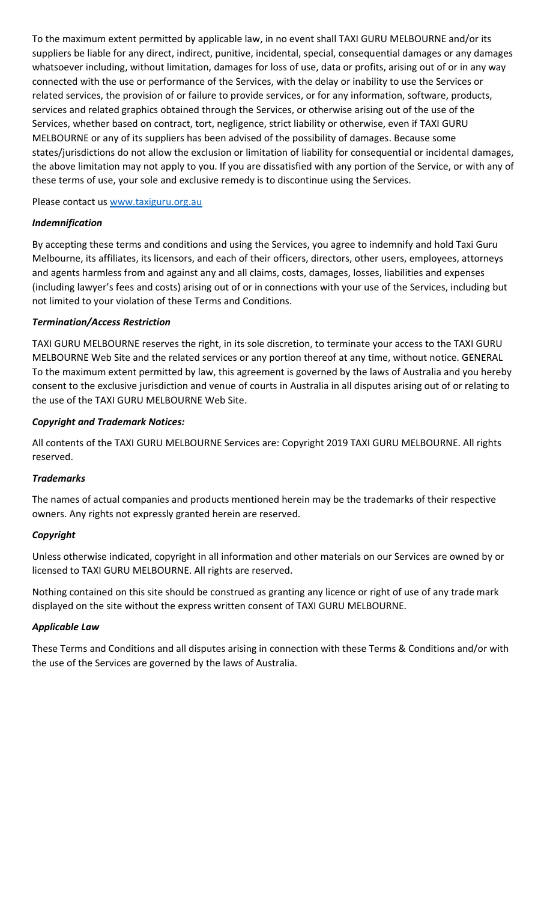To the maximum extent permitted by applicable law, in no event shall TAXI GURU MELBOURNE and/or its suppliers be liable for any direct, indirect, punitive, incidental, special, consequential damages or any damages whatsoever including, without limitation, damages for loss of use, data or profits, arising out of or in any way connected with the use or performance of the Services, with the delay or inability to use the Services or related services, the provision of or failure to provide services, or for any information, software, products, services and related graphics obtained through the Services, or otherwise arising out of the use of the Services, whether based on contract, tort, negligence, strict liability or otherwise, even if TAXI GURU MELBOURNE or any of its suppliers has been advised of the possibility of damages. Because some states/jurisdictions do not allow the exclusion or limitation of liability for consequential or incidental damages, the above limitation may not apply to you. If you are dissatisfied with any portion of the Service, or with any of these terms of use, your sole and exclusive remedy is to discontinue using the Services.

Please contact us www.taxiguru.org.au

***Indemnification***

By accepting these terms and conditions and using the Services, you agree to indemnify and hold Taxi Guru Melbourne, its affiliates, its licensors, and each of their officers, directors, other users, employees, attorneys and agents harmless from and against any and all claims, costs, damages, losses, liabilities and expenses (including lawyer's fees and costs) arising out of or in connections with your use of the Services, including but not limited to your violation of these Terms and Conditions.

***Termination/Access Restriction***

TAXI GURU MELBOURNE reserves the right, in its sole discretion, to terminate your access to the TAXI GURU MELBOURNE Web Site and the related services or any portion thereof at any time, without notice. GENERAL To the maximum extent permitted by law, this agreement is governed by the laws of Australia and you hereby consent to the exclusive jurisdiction and venue of courts in Australia in all disputes arising out of or relating to the use of the TAXI GURU MELBOURNE Web Site.

***Copyright and Trademark Notices:***

All contents of the TAXI GURU MELBOURNE Services are: Copyright 2019 TAXI GURU MELBOURNE. All rights reserved.

***Trademarks***

The names of actual companies and products mentioned herein may be the trademarks of their respective owners. Any rights not expressly granted herein are reserved.

***Copyright***

Unless otherwise indicated, copyright in all information and other materials on our Services are owned by or licensed to TAXI GURU MELBOURNE. All rights are reserved.

Nothing contained on this site should be construed as granting any licence or right of use of any trade mark displayed on the site without the express written consent of TAXI GURU MELBOURNE.

***Applicable Law***

These Terms and Conditions and all disputes arising in connection with these Terms & Conditions and/or with the use of the Services are governed by the laws of Australia.